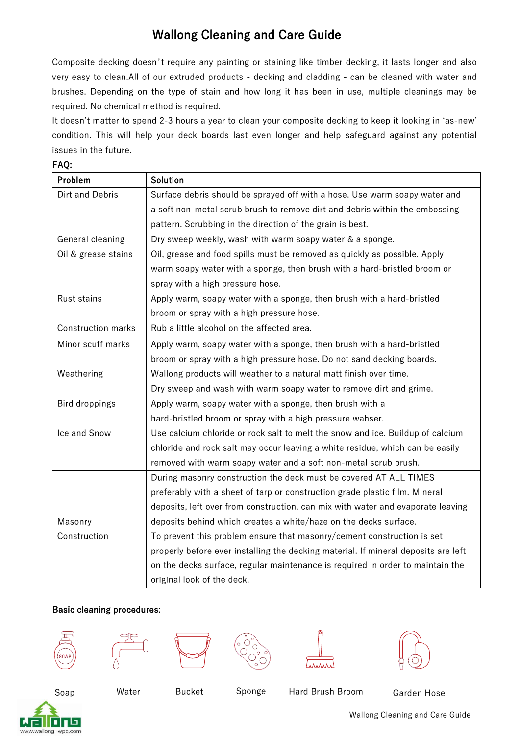# Wallong Cleaning and Care Guide

Composite decking doesn't require any painting or staining like timber decking, it lasts longer and also very easy to clean.All of our extruded products - decking and cladding - can be cleaned with water and brushes. Depending on the type of stain and how long it has been in use, multiple cleanings may be required. No chemical method is required.

It doesn't matter to spend 2-3 hours a year to clean your composite decking to keep it looking in 'as-new' condition. This will help your deck boards last even longer and help safeguard against any potential issues in the future.

**FAQ:**

| Problem | Solution |
| --- | --- |
| Dirt and Debris | Surface debris should be sprayed off with a hose. Use warm soapy water and a soft non-metal scrub brush to remove dirt and debris within the embossing pattern. Scrubbing in the direction of the grain is best. |
| General cleaning | Dry sweep weekly, wash with warm soapy water & a sponge. |
| Oil & grease stains | Oil, grease and food spills must be removed as quickly as possible. Apply warm soapy water with a sponge, then brush with a hard-bristled broom or spray with a high pressure hose. |
| Rust stains | Apply warm, soapy water with a sponge, then brush with a hard-bristled broom or spray with a high pressure hose. |
| Construction marks | Rub a little alcohol on the affected area. |
| Minor scuff marks | Apply warm, soapy water with a sponge, then brush with a hard-bristled broom or spray with a high pressure hose. Do not sand decking boards. |
| Weathering | Wallong products will weather to a natural matt finish over time. Dry sweep and wash with warm soapy water to remove dirt and grime. |
| Bird droppings | Apply warm, soapy water with a sponge, then brush with a hard-bristled broom or spray with a high pressure wahser. |
| Ice and Snow | Use calcium chloride or rock salt to melt the snow and ice. Buildup of calcium chloride and rock salt may occur leaving a white residue, which can be easily removed with warm soapy water and a soft non-metal scrub brush. |
| Masonry Construction | During masonry construction the deck must be covered AT ALL TIMES preferably with a sheet of tarp or construction grade plastic film. Mineral deposits, left over from construction, can mix with water and evaporate leaving deposits behind which creates a white/haze on the decks surface. To prevent this problem ensure that masonry/cement construction is set properly before ever installing the decking material. If mineral deposits are left on the decks surface, regular maintenance is required in order to maintain the original look of the deck. |

**Basic cleaning procedures:**

Soap Water Bucket Sponge Hard Brush Broom Garden Hose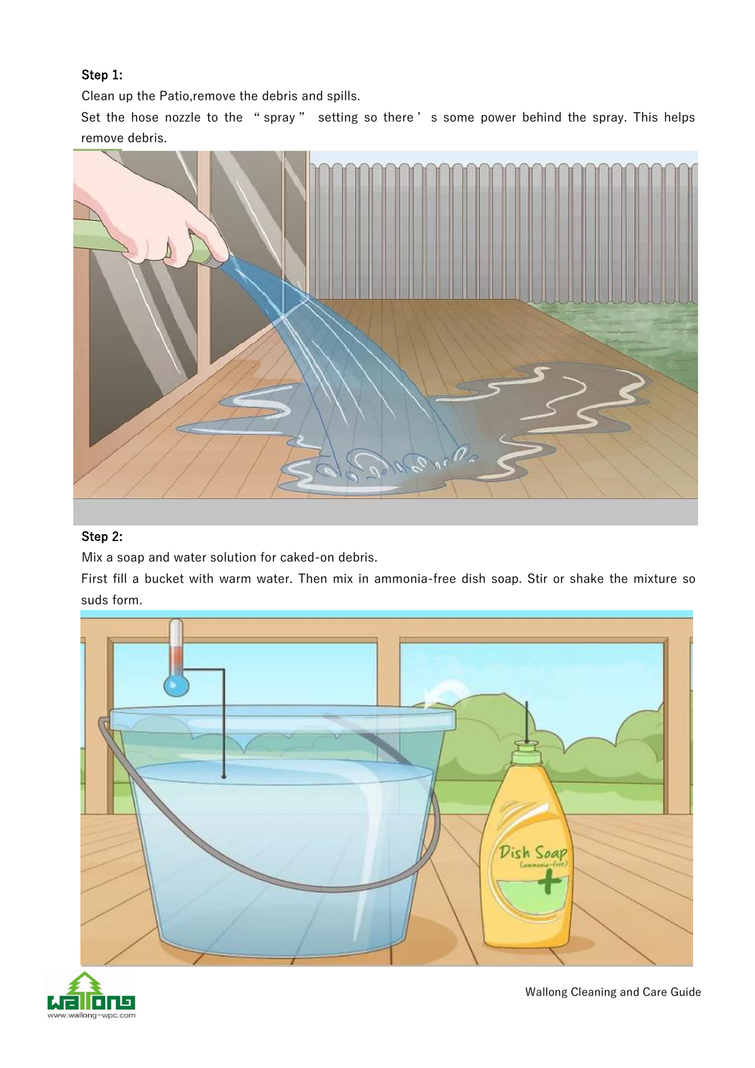**Step 1:**

Clean up the Patio,remove the debris and spills.

Set the hose nozzle to the "spray" setting so there's some power behind the spray. This helps remove debris.

**Step 2:**

Mix a soap and water solution for caked-on debris.

First fill a bucket with warm water. Then mix in ammonia-free dish soap. Stir or shake the mixture so suds form.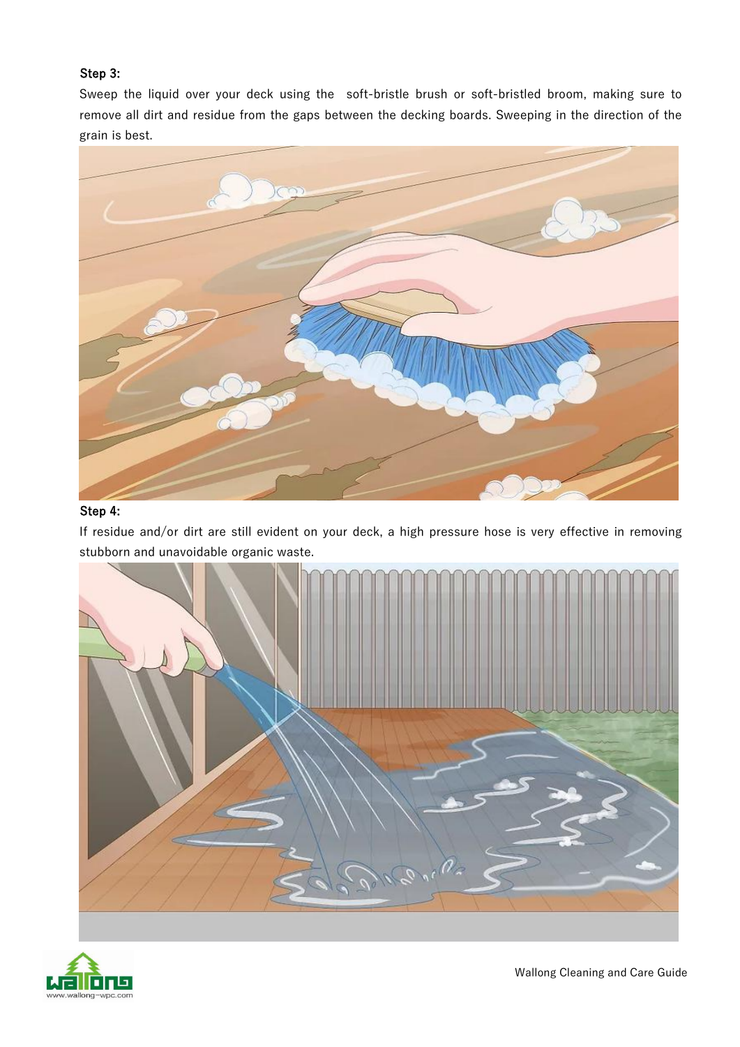**Step 3:**

Sweep the liquid over your deck using the soft-bristle brush or soft-bristled broom, making sure to remove all dirt and residue from the gaps between the decking boards. Sweeping in the direction of the grain is best.

**Step 4:**

If residue and/or dirt are still evident on your deck, a high pressure hose is very effective in removing stubborn and unavoidable organic waste.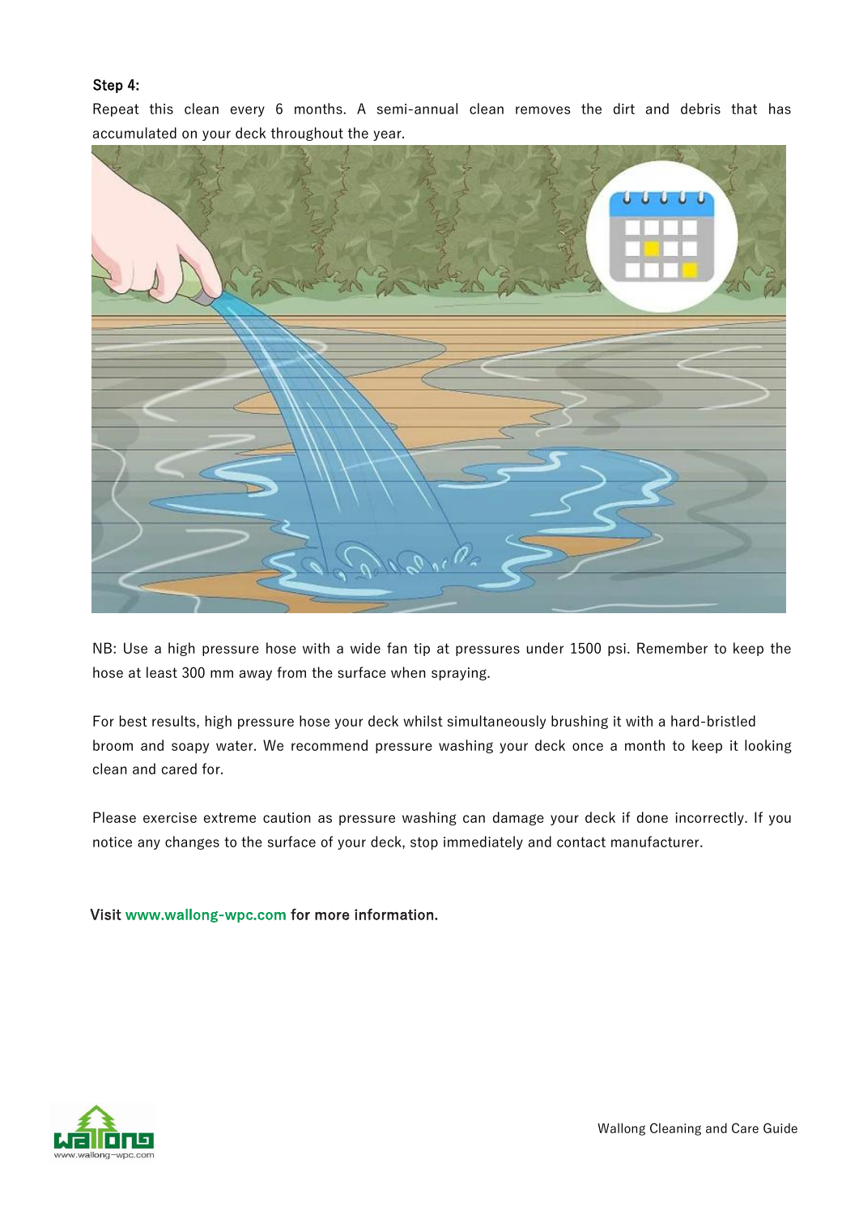**Step 4:**

Repeat this clean every 6 months. A semi-annual clean removes the dirt and debris that has accumulated on your deck throughout the year.

NB: Use a high pressure hose with a wide fan tip at pressures under 1500 psi. Remember to keep the hose at least 300 mm away from the surface when spraying.

For best results, high pressure hose your deck whilst simultaneously brushing it with a hard-bristled broom and soapy water. We recommend pressure washing your deck once a month to keep it looking clean and cared for.

Please exercise extreme caution as pressure washing can damage your deck if done incorrectly. If you notice any changes to the surface of your deck, stop immediately and contact manufacturer.

**Visit www.wallong-wpc.com for more information.**